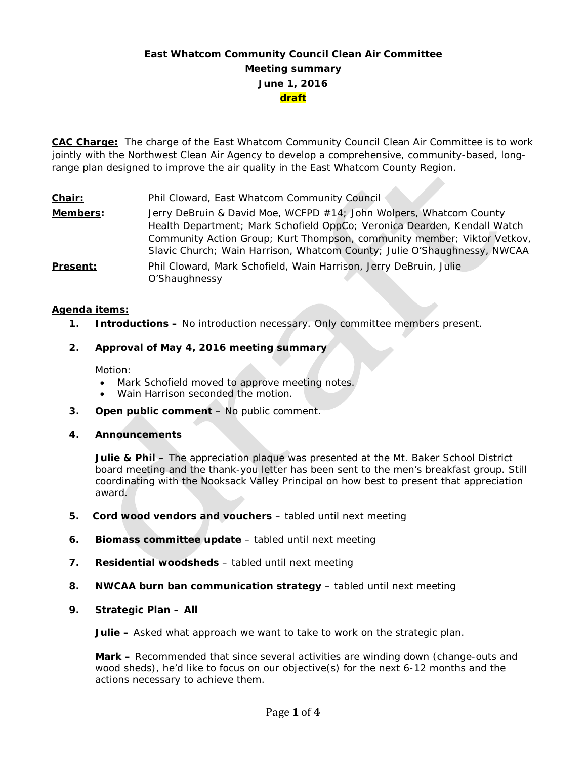# East Whatcom Community Council Clean Air Committee
## Meeting summary
## June 1, 2016
## draft

**CAC Charge:** The charge of the East Whatcom Community Council Clean Air Committee is to work jointly with the Northwest Clean Air Agency to develop a comprehensive, community-based, long-range plan designed to improve the air quality in the East Whatcom County Region.

**Chair:** Phil Cloward, East Whatcom Community Council

**Members:** Jerry DeBruin & David Moe, WCFPD #14; John Wolpers, Whatcom County Health Department; Mark Schofield OppCo; Veronica Dearden, Kendall Watch Community Action Group; Kurt Thompson, community member; Viktor Vetkov, Slavic Church; Wain Harrison, Whatcom County; Julie O'Shaughnessy, NWCAA

**Present:** Phil Cloward, Mark Schofield, Wain Harrison, Jerry DeBruin, Julie O'Shaughnessy

**Agenda items:**

1. **Introductions –** No introduction necessary. Only committee members present.

2. **Approval of May 4, 2016 meeting summary**

   Motion:
   - Mark Schofield moved to approve meeting notes.
   - Wain Harrison seconded the motion.

3. **Open public comment** – No public comment.

4. **Announcements**

   **Julie & Phil –** The appreciation plaque was presented at the Mt. Baker School District board meeting and the thank-you letter has been sent to the men's breakfast group. Still coordinating with the Nooksack Valley Principal on how best to present that appreciation award.

5. **Cord wood vendors and vouchers** – tabled until next meeting

6. **Biomass committee update** – tabled until next meeting

7. **Residential woodsheds** – tabled until next meeting

8. **NWCAA burn ban communication strategy** – tabled until next meeting

9. **Strategic Plan – All**

   **Julie –** Asked what approach we want to take to work on the strategic plan.

   **Mark –** Recommended that since several activities are winding down (change-outs and wood sheds), he'd like to focus on our objective(s) for the next 6-12 months and the actions necessary to achieve them.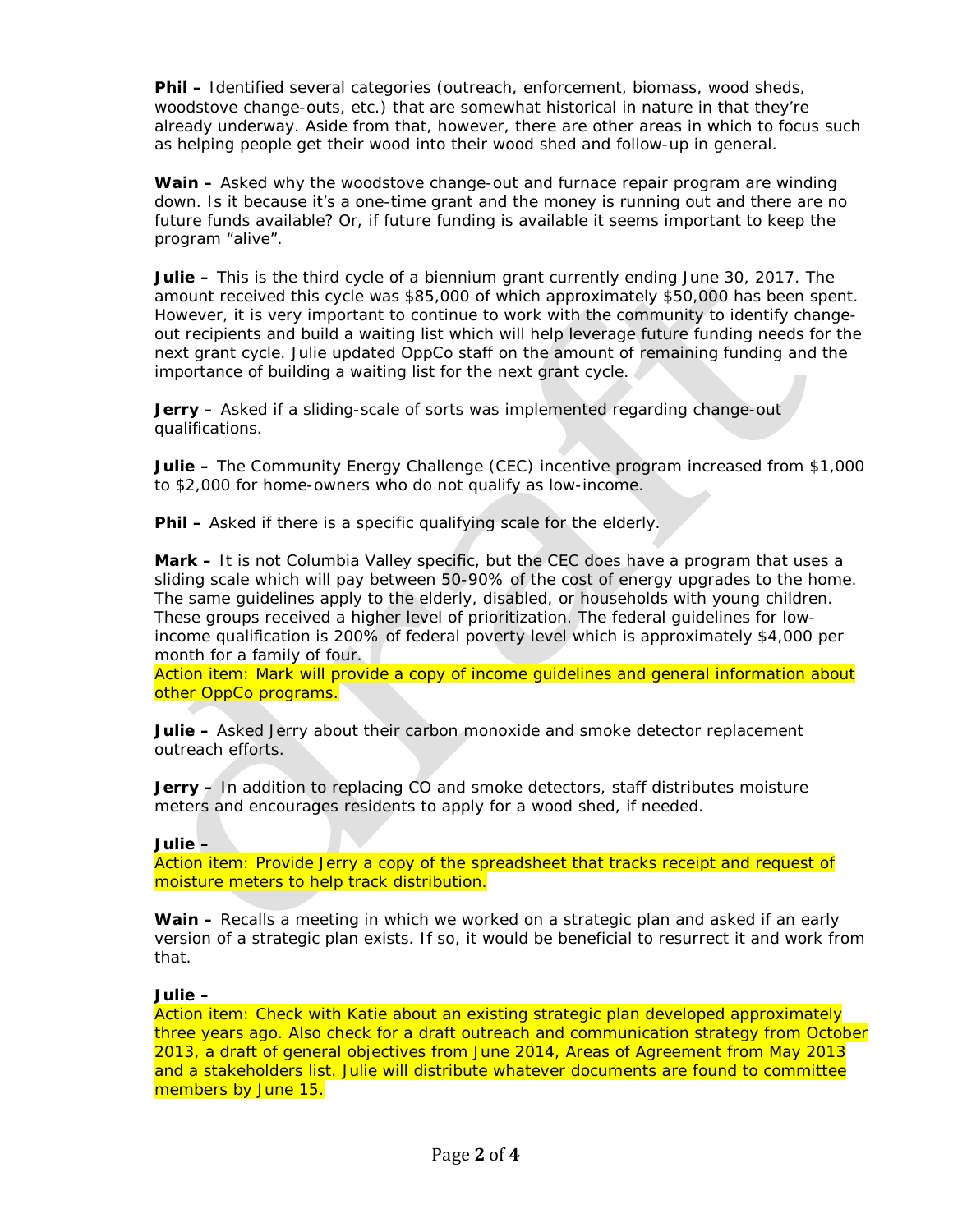**Phil –** Identified several categories (outreach, enforcement, biomass, wood sheds, woodstove change-outs, etc.) that are somewhat historical in nature in that they're already underway. Aside from that, however, there are other areas in which to focus such as helping people get their wood into their wood shed and follow-up in general.

**Wain –** Asked why the woodstove change-out and furnace repair program are winding down. Is it because it's a one-time grant and the money is running out and there are no future funds available? Or, if future funding is available it seems important to keep the program "alive".

**Julie –** This is the third cycle of a biennium grant currently ending June 30, 2017. The amount received this cycle was $85,000 of which approximately $50,000 has been spent. However, it is very important to continue to work with the community to identify change-out recipients and build a waiting list which will help leverage future funding needs for the next grant cycle. Julie updated OppCo staff on the amount of remaining funding and the importance of building a waiting list for the next grant cycle.

**Jerry –** Asked if a sliding-scale of sorts was implemented regarding change-out qualifications.

**Julie –** The Community Energy Challenge (CEC) incentive program increased from $1,000 to $2,000 for home-owners who do not qualify as low-income.

**Phil –** Asked if there is a specific qualifying scale for the elderly.

**Mark –** It is not Columbia Valley specific, but the CEC does have a program that uses a sliding scale which will pay between 50-90% of the cost of energy upgrades to the home. The same guidelines apply to the elderly, disabled, or households with young children. These groups received a higher level of prioritization. The federal guidelines for low-income qualification is 200% of federal poverty level which is approximately $4,000 per month for a family of four.
Action item: Mark will provide a copy of income guidelines and general information about other OppCo programs.

**Julie –** Asked Jerry about their carbon monoxide and smoke detector replacement outreach efforts.

**Jerry –** In addition to replacing CO and smoke detectors, staff distributes moisture meters and encourages residents to apply for a wood shed, if needed.

**Julie –**
Action item: Provide Jerry a copy of the spreadsheet that tracks receipt and request of moisture meters to help track distribution.

**Wain –** Recalls a meeting in which we worked on a strategic plan and asked if an early version of a strategic plan exists. If so, it would be beneficial to resurrect it and work from that.

**Julie –**
Action item: Check with Katie about an existing strategic plan developed approximately three years ago. Also check for a draft outreach and communication strategy from October 2013, a draft of general objectives from June 2014, Areas of Agreement from May 2013 and a stakeholders list. Julie will distribute whatever documents are found to committee members by June 15.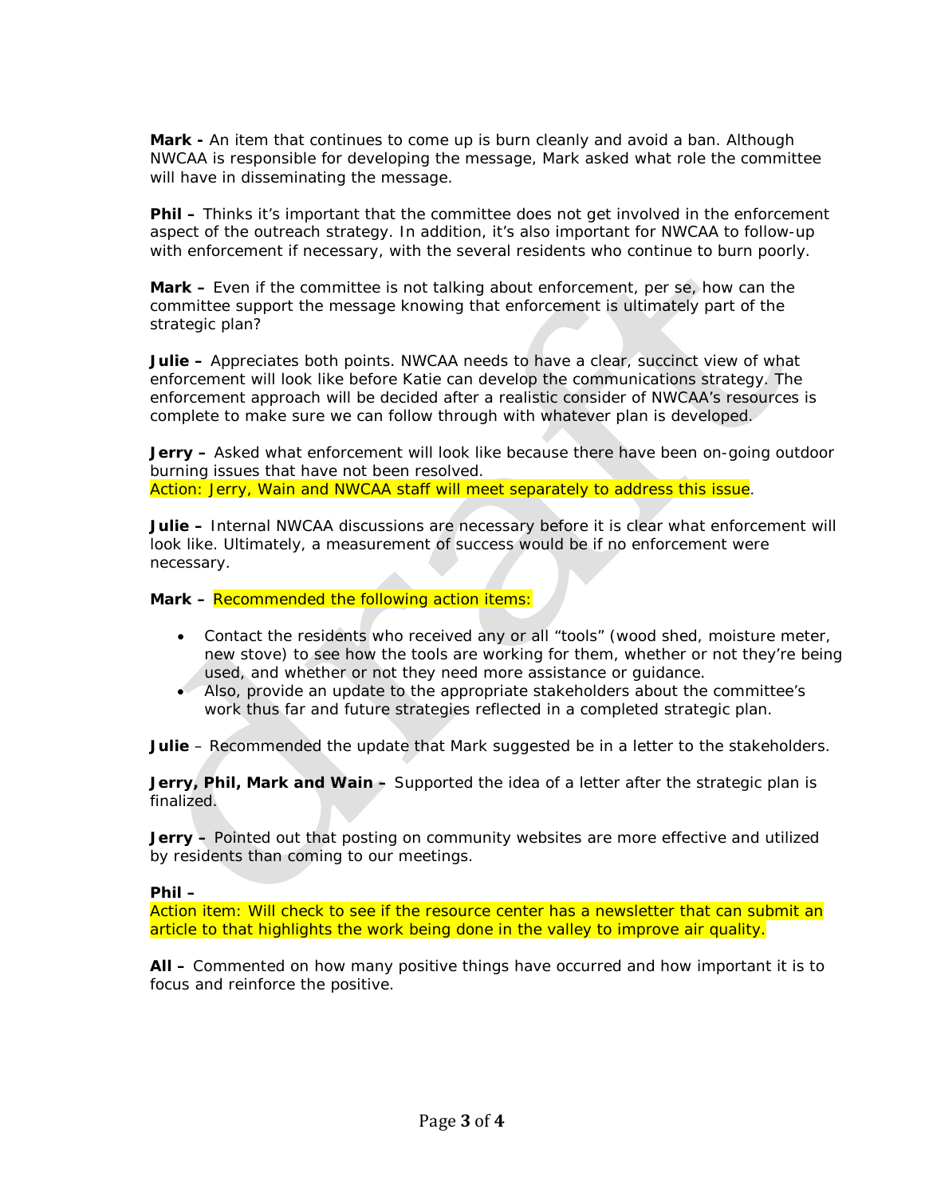**Mark -** An item that continues to come up is burn cleanly and avoid a ban. Although NWCAA is responsible for developing the message, Mark asked what role the committee will have in disseminating the message.

**Phil –** Thinks it's important that the committee does not get involved in the enforcement aspect of the outreach strategy. In addition, it's also important for NWCAA to follow-up with enforcement if necessary, with the several residents who continue to burn poorly.

**Mark –** Even if the committee is not talking about enforcement, per se, how can the committee support the message knowing that enforcement is ultimately part of the strategic plan?

**Julie –** Appreciates both points. NWCAA needs to have a clear, succinct view of what enforcement will look like before Katie can develop the communications strategy. The enforcement approach will be decided after a realistic consider of NWCAA's resources is complete to make sure we can follow through with whatever plan is developed.

**Jerry –** Asked what enforcement will look like because there have been on-going outdoor burning issues that have not been resolved.
Action: Jerry, Wain and NWCAA staff will meet separately to address this issue.

**Julie –** Internal NWCAA discussions are necessary before it is clear what enforcement will look like. Ultimately, a measurement of success would be if no enforcement were necessary.

**Mark –** Recommended the following action items:

- Contact the residents who received any or all "tools" (wood shed, moisture meter, new stove) to see how the tools are working for them, whether or not they're being used, and whether or not they need more assistance or guidance.
- Also, provide an update to the appropriate stakeholders about the committee's work thus far and future strategies reflected in a completed strategic plan.

**Julie** – Recommended the update that Mark suggested be in a letter to the stakeholders.

**Jerry, Phil, Mark and Wain –** Supported the idea of a letter after the strategic plan is finalized.

**Jerry –** Pointed out that posting on community websites are more effective and utilized by residents than coming to our meetings.

**Phil –**
Action item: Will check to see if the resource center has a newsletter that can submit an article to that highlights the work being done in the valley to improve air quality.

**All –** Commented on how many positive things have occurred and how important it is to focus and reinforce the positive.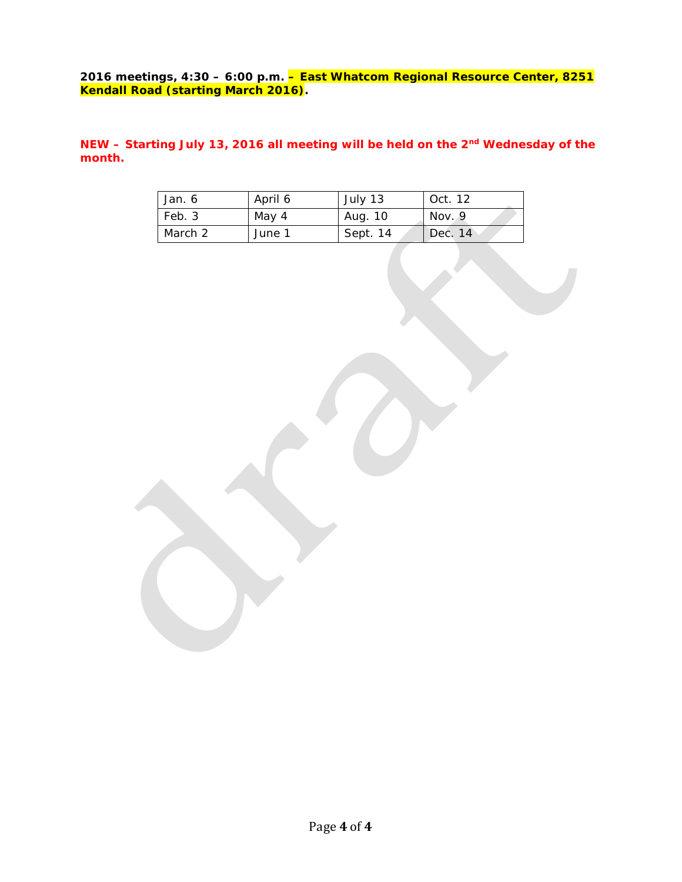**2016 meetings, 4:30 – 6:00 p.m. – East Whatcom Regional Resource Center, 8251 Kendall Road (starting March 2016).**

**NEW – Starting July 13, 2016 all meeting will be held on the 2nd Wednesday of the month.**

| | | | |
|---|---|---|---|
| Jan. 6 | April 6 | July 13 | Oct. 12 |
| Feb. 3 | May 4 | Aug. 10 | Nov. 9 |
| March 2 | June 1 | Sept. 14 | Dec. 14 |